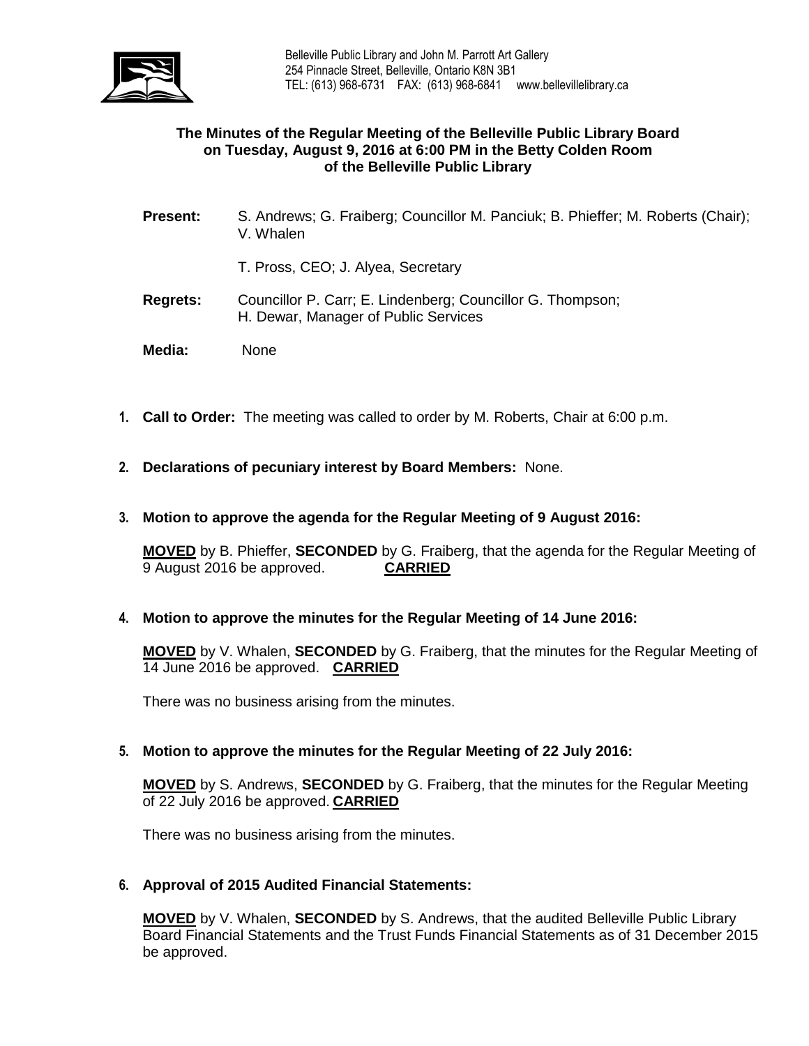Belleville Public Library and John M. Parrott Art Gallery
254 Pinnacle Street, Belleville, Ontario K8N 3B1
TEL: (613) 968-6731 FAX: (613) 968-6841 www.bellevillelibrary.ca

## The Minutes of the Regular Meeting of the Belleville Public Library Board on Tuesday, August 9, 2016 at 6:00 PM in the Betty Colden Room of the Belleville Public Library

**Present:** S. Andrews; G. Fraiberg; Councillor M. Panciuk; B. Phieffer; M. Roberts (Chair); V. Whalen

T. Pross, CEO; J. Alyea, Secretary

**Regrets:** Councillor P. Carr; E. Lindenberg; Councillor G. Thompson; H. Dewar, Manager of Public Services

**Media:** None

1. **Call to Order:** The meeting was called to order by M. Roberts, Chair at 6:00 p.m.

2. **Declarations of pecuniary interest by Board Members:** None.

3. **Motion to approve the agenda for the Regular Meeting of 9 August 2016:**

   **MOVED** by B. Phieffer, **SECONDED** by G. Fraiberg, that the agenda for the Regular Meeting of 9 August 2016 be approved. **CARRIED**

4. **Motion to approve the minutes for the Regular Meeting of 14 June 2016:**

   **MOVED** by V. Whalen, **SECONDED** by G. Fraiberg, that the minutes for the Regular Meeting of 14 June 2016 be approved. **CARRIED**

   There was no business arising from the minutes.

5. **Motion to approve the minutes for the Regular Meeting of 22 July 2016:**

   **MOVED** by S. Andrews, **SECONDED** by G. Fraiberg, that the minutes for the Regular Meeting of 22 July 2016 be approved. **CARRIED**

   There was no business arising from the minutes.

6. **Approval of 2015 Audited Financial Statements:**

   **MOVED** by V. Whalen, **SECONDED** by S. Andrews, that the audited Belleville Public Library Board Financial Statements and the Trust Funds Financial Statements as of 31 December 2015 be approved.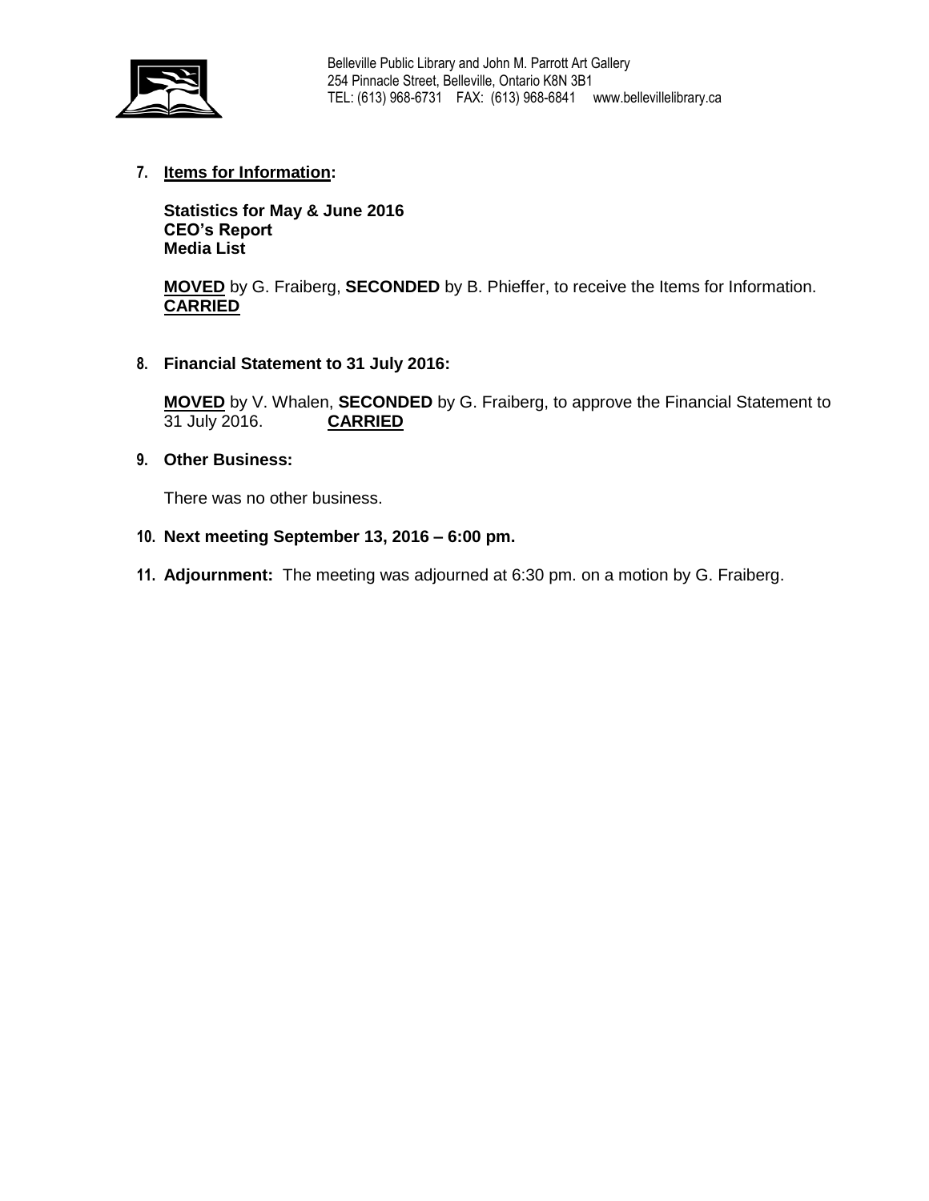7. **Items for Information:**

   **Statistics for May & June 2016**
   **CEO's Report**
   **Media List**

   **MOVED** by G. Fraiberg, **SECONDED** by B. Phieffer, to receive the Items for Information. **CARRIED**

8. **Financial Statement to 31 July 2016:**

   **MOVED** by V. Whalen, **SECONDED** by G. Fraiberg, to approve the Financial Statement to 31 July 2016. **CARRIED**

9. **Other Business:**

   There was no other business.

10. **Next meeting September 13, 2016 – 6:00 pm.**

11. **Adjournment:** The meeting was adjourned at 6:30 pm. on a motion by G. Fraiberg.